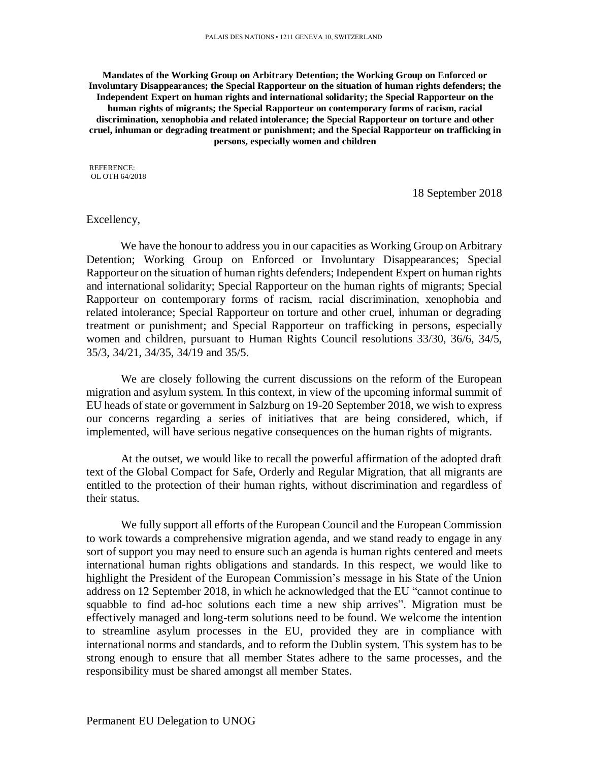PALAIS DES NATIONS • 1211 GENEVA 10, SWITZERLAND

**Mandates of the Working Group on Arbitrary Detention; the Working Group on Enforced or Involuntary Disappearances; the Special Rapporteur on the situation of human rights defenders; the Independent Expert on human rights and international solidarity; the Special Rapporteur on the human rights of migrants; the Special Rapporteur on contemporary forms of racism, racial discrimination, xenophobia and related intolerance; the Special Rapporteur on torture and other cruel, inhuman or degrading treatment or punishment; and the Special Rapporteur on trafficking in persons, especially women and children**

REFERENCE:
OL OTH 64/2018

18 September 2018

Excellency,

We have the honour to address you in our capacities as Working Group on Arbitrary Detention; Working Group on Enforced or Involuntary Disappearances; Special Rapporteur on the situation of human rights defenders; Independent Expert on human rights and international solidarity; Special Rapporteur on the human rights of migrants; Special Rapporteur on contemporary forms of racism, racial discrimination, xenophobia and related intolerance; Special Rapporteur on torture and other cruel, inhuman or degrading treatment or punishment; and Special Rapporteur on trafficking in persons, especially women and children, pursuant to Human Rights Council resolutions 33/30, 36/6, 34/5, 35/3, 34/21, 34/35, 34/19 and 35/5.

We are closely following the current discussions on the reform of the European migration and asylum system. In this context, in view of the upcoming informal summit of EU heads of state or government in Salzburg on 19-20 September 2018, we wish to express our concerns regarding a series of initiatives that are being considered, which, if implemented, will have serious negative consequences on the human rights of migrants.

At the outset, we would like to recall the powerful affirmation of the adopted draft text of the Global Compact for Safe, Orderly and Regular Migration, that all migrants are entitled to the protection of their human rights, without discrimination and regardless of their status.

We fully support all efforts of the European Council and the European Commission to work towards a comprehensive migration agenda, and we stand ready to engage in any sort of support you may need to ensure such an agenda is human rights centered and meets international human rights obligations and standards. In this respect, we would like to highlight the President of the European Commission's message in his State of the Union address on 12 September 2018, in which he acknowledged that the EU "cannot continue to squabble to find ad-hoc solutions each time a new ship arrives". Migration must be effectively managed and long-term solutions need to be found. We welcome the intention to streamline asylum processes in the EU, provided they are in compliance with international norms and standards, and to reform the Dublin system. This system has to be strong enough to ensure that all member States adhere to the same processes, and the responsibility must be shared amongst all member States.

Permanent EU Delegation to UNOG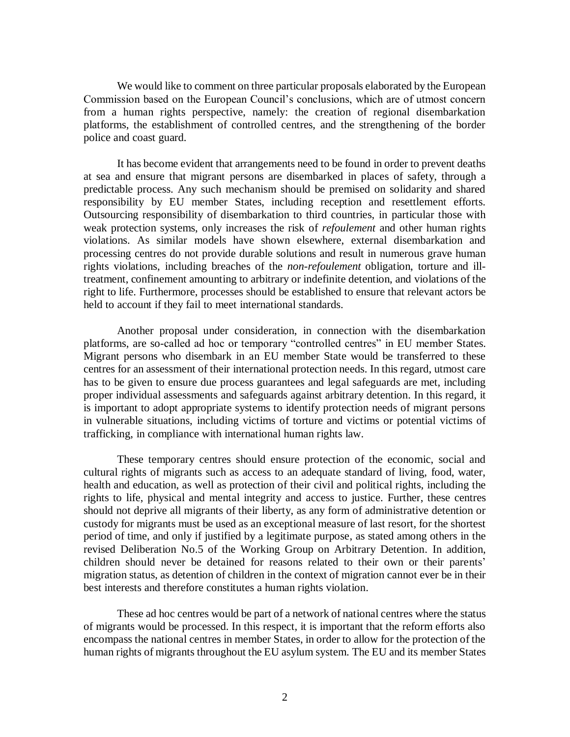We would like to comment on three particular proposals elaborated by the European Commission based on the European Council's conclusions, which are of utmost concern from a human rights perspective, namely: the creation of regional disembarkation platforms, the establishment of controlled centres, and the strengthening of the border police and coast guard.

It has become evident that arrangements need to be found in order to prevent deaths at sea and ensure that migrant persons are disembarked in places of safety, through a predictable process. Any such mechanism should be premised on solidarity and shared responsibility by EU member States, including reception and resettlement efforts. Outsourcing responsibility of disembarkation to third countries, in particular those with weak protection systems, only increases the risk of *refoulement* and other human rights violations. As similar models have shown elsewhere, external disembarkation and processing centres do not provide durable solutions and result in numerous grave human rights violations, including breaches of the *non-refoulement* obligation, torture and ill-treatment, confinement amounting to arbitrary or indefinite detention, and violations of the right to life. Furthermore, processes should be established to ensure that relevant actors be held to account if they fail to meet international standards.

Another proposal under consideration, in connection with the disembarkation platforms, are so-called ad hoc or temporary "controlled centres" in EU member States. Migrant persons who disembark in an EU member State would be transferred to these centres for an assessment of their international protection needs. In this regard, utmost care has to be given to ensure due process guarantees and legal safeguards are met, including proper individual assessments and safeguards against arbitrary detention. In this regard, it is important to adopt appropriate systems to identify protection needs of migrant persons in vulnerable situations, including victims of torture and victims or potential victims of trafficking, in compliance with international human rights law.

These temporary centres should ensure protection of the economic, social and cultural rights of migrants such as access to an adequate standard of living, food, water, health and education, as well as protection of their civil and political rights, including the rights to life, physical and mental integrity and access to justice. Further, these centres should not deprive all migrants of their liberty, as any form of administrative detention or custody for migrants must be used as an exceptional measure of last resort, for the shortest period of time, and only if justified by a legitimate purpose, as stated among others in the revised Deliberation No.5 of the Working Group on Arbitrary Detention. In addition, children should never be detained for reasons related to their own or their parents' migration status, as detention of children in the context of migration cannot ever be in their best interests and therefore constitutes a human rights violation.

These ad hoc centres would be part of a network of national centres where the status of migrants would be processed. In this respect, it is important that the reform efforts also encompass the national centres in member States, in order to allow for the protection of the human rights of migrants throughout the EU asylum system. The EU and its member States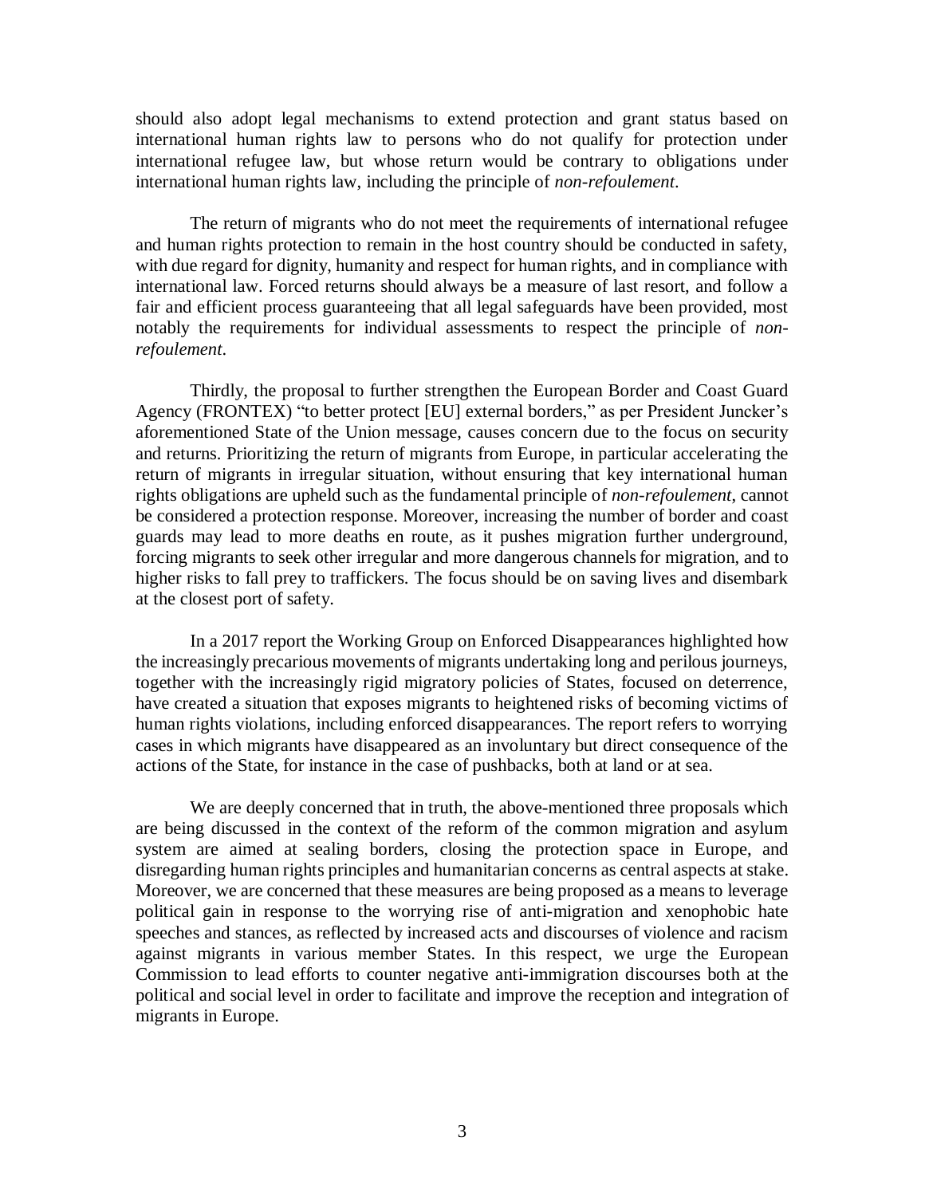should also adopt legal mechanisms to extend protection and grant status based on international human rights law to persons who do not qualify for protection under international refugee law, but whose return would be contrary to obligations under international human rights law, including the principle of *non-refoulement*.

The return of migrants who do not meet the requirements of international refugee and human rights protection to remain in the host country should be conducted in safety, with due regard for dignity, humanity and respect for human rights, and in compliance with international law. Forced returns should always be a measure of last resort, and follow a fair and efficient process guaranteeing that all legal safeguards have been provided, most notably the requirements for individual assessments to respect the principle of *non-refoulement*.

Thirdly, the proposal to further strengthen the European Border and Coast Guard Agency (FRONTEX) "to better protect [EU] external borders," as per President Juncker's aforementioned State of the Union message, causes concern due to the focus on security and returns. Prioritizing the return of migrants from Europe, in particular accelerating the return of migrants in irregular situation, without ensuring that key international human rights obligations are upheld such as the fundamental principle of *non-refoulement*, cannot be considered a protection response. Moreover, increasing the number of border and coast guards may lead to more deaths en route, as it pushes migration further underground, forcing migrants to seek other irregular and more dangerous channels for migration, and to higher risks to fall prey to traffickers. The focus should be on saving lives and disembark at the closest port of safety.

In a 2017 report the Working Group on Enforced Disappearances highlighted how the increasingly precarious movements of migrants undertaking long and perilous journeys, together with the increasingly rigid migratory policies of States, focused on deterrence, have created a situation that exposes migrants to heightened risks of becoming victims of human rights violations, including enforced disappearances. The report refers to worrying cases in which migrants have disappeared as an involuntary but direct consequence of the actions of the State, for instance in the case of pushbacks, both at land or at sea.

We are deeply concerned that in truth, the above-mentioned three proposals which are being discussed in the context of the reform of the common migration and asylum system are aimed at sealing borders, closing the protection space in Europe, and disregarding human rights principles and humanitarian concerns as central aspects at stake. Moreover, we are concerned that these measures are being proposed as a means to leverage political gain in response to the worrying rise of anti-migration and xenophobic hate speeches and stances, as reflected by increased acts and discourses of violence and racism against migrants in various member States. In this respect, we urge the European Commission to lead efforts to counter negative anti-immigration discourses both at the political and social level in order to facilitate and improve the reception and integration of migrants in Europe.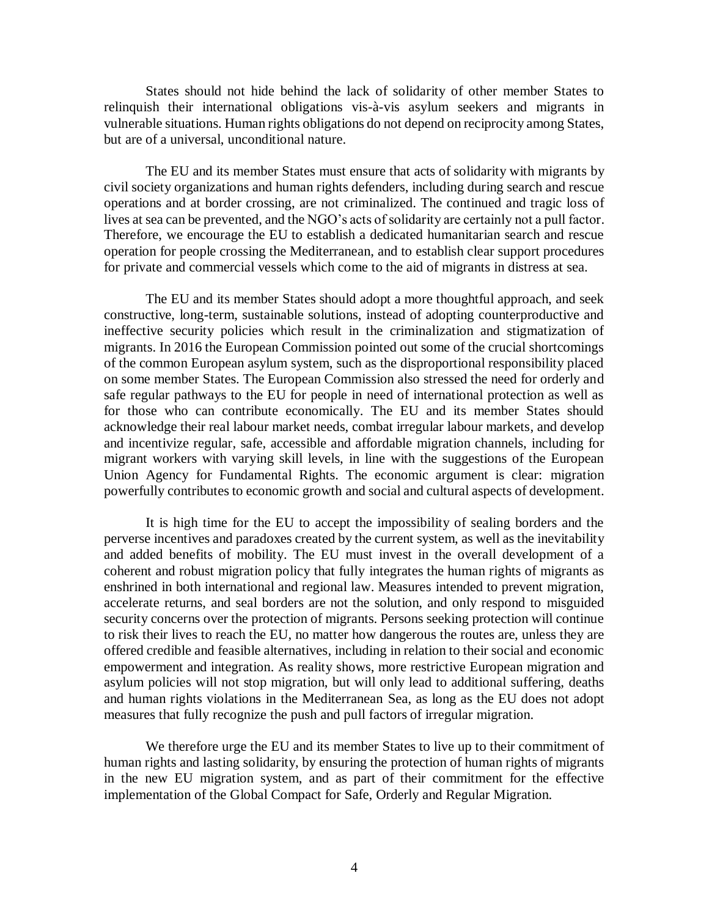States should not hide behind the lack of solidarity of other member States to relinquish their international obligations vis-à-vis asylum seekers and migrants in vulnerable situations. Human rights obligations do not depend on reciprocity among States, but are of a universal, unconditional nature.

The EU and its member States must ensure that acts of solidarity with migrants by civil society organizations and human rights defenders, including during search and rescue operations and at border crossing, are not criminalized. The continued and tragic loss of lives at sea can be prevented, and the NGO's acts of solidarity are certainly not a pull factor. Therefore, we encourage the EU to establish a dedicated humanitarian search and rescue operation for people crossing the Mediterranean, and to establish clear support procedures for private and commercial vessels which come to the aid of migrants in distress at sea.

The EU and its member States should adopt a more thoughtful approach, and seek constructive, long-term, sustainable solutions, instead of adopting counterproductive and ineffective security policies which result in the criminalization and stigmatization of migrants. In 2016 the European Commission pointed out some of the crucial shortcomings of the common European asylum system, such as the disproportional responsibility placed on some member States. The European Commission also stressed the need for orderly and safe regular pathways to the EU for people in need of international protection as well as for those who can contribute economically. The EU and its member States should acknowledge their real labour market needs, combat irregular labour markets, and develop and incentivize regular, safe, accessible and affordable migration channels, including for migrant workers with varying skill levels, in line with the suggestions of the European Union Agency for Fundamental Rights. The economic argument is clear: migration powerfully contributes to economic growth and social and cultural aspects of development.

It is high time for the EU to accept the impossibility of sealing borders and the perverse incentives and paradoxes created by the current system, as well as the inevitability and added benefits of mobility. The EU must invest in the overall development of a coherent and robust migration policy that fully integrates the human rights of migrants as enshrined in both international and regional law. Measures intended to prevent migration, accelerate returns, and seal borders are not the solution, and only respond to misguided security concerns over the protection of migrants. Persons seeking protection will continue to risk their lives to reach the EU, no matter how dangerous the routes are, unless they are offered credible and feasible alternatives, including in relation to their social and economic empowerment and integration. As reality shows, more restrictive European migration and asylum policies will not stop migration, but will only lead to additional suffering, deaths and human rights violations in the Mediterranean Sea, as long as the EU does not adopt measures that fully recognize the push and pull factors of irregular migration.

We therefore urge the EU and its member States to live up to their commitment of human rights and lasting solidarity, by ensuring the protection of human rights of migrants in the new EU migration system, and as part of their commitment for the effective implementation of the Global Compact for Safe, Orderly and Regular Migration.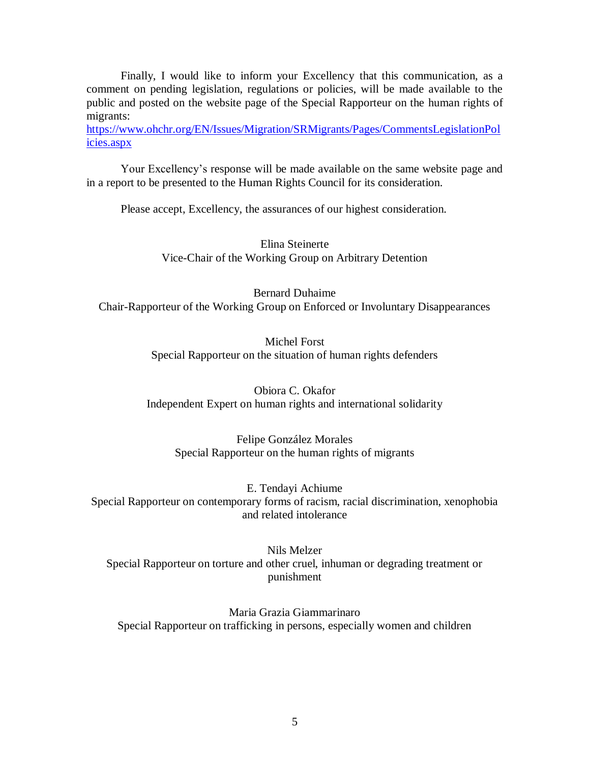Finally, I would like to inform your Excellency that this communication, as a comment on pending legislation, regulations or policies, will be made available to the public and posted on the website page of the Special Rapporteur on the human rights of migrants: https://www.ohchr.org/EN/Issues/Migration/SRMigrants/Pages/CommentsLegislationPolicies.aspx

Your Excellency's response will be made available on the same website page and in a report to be presented to the Human Rights Council for its consideration.

Please accept, Excellency, the assurances of our highest consideration.

Elina Steinerte
Vice-Chair of the Working Group on Arbitrary Detention

Bernard Duhaime
Chair-Rapporteur of the Working Group on Enforced or Involuntary Disappearances

Michel Forst
Special Rapporteur on the situation of human rights defenders

Obiora C. Okafor
Independent Expert on human rights and international solidarity

Felipe González Morales
Special Rapporteur on the human rights of migrants

E. Tendayi Achiume
Special Rapporteur on contemporary forms of racism, racial discrimination, xenophobia and related intolerance

Nils Melzer
Special Rapporteur on torture and other cruel, inhuman or degrading treatment or punishment

Maria Grazia Giammarinaro
Special Rapporteur on trafficking in persons, especially women and children